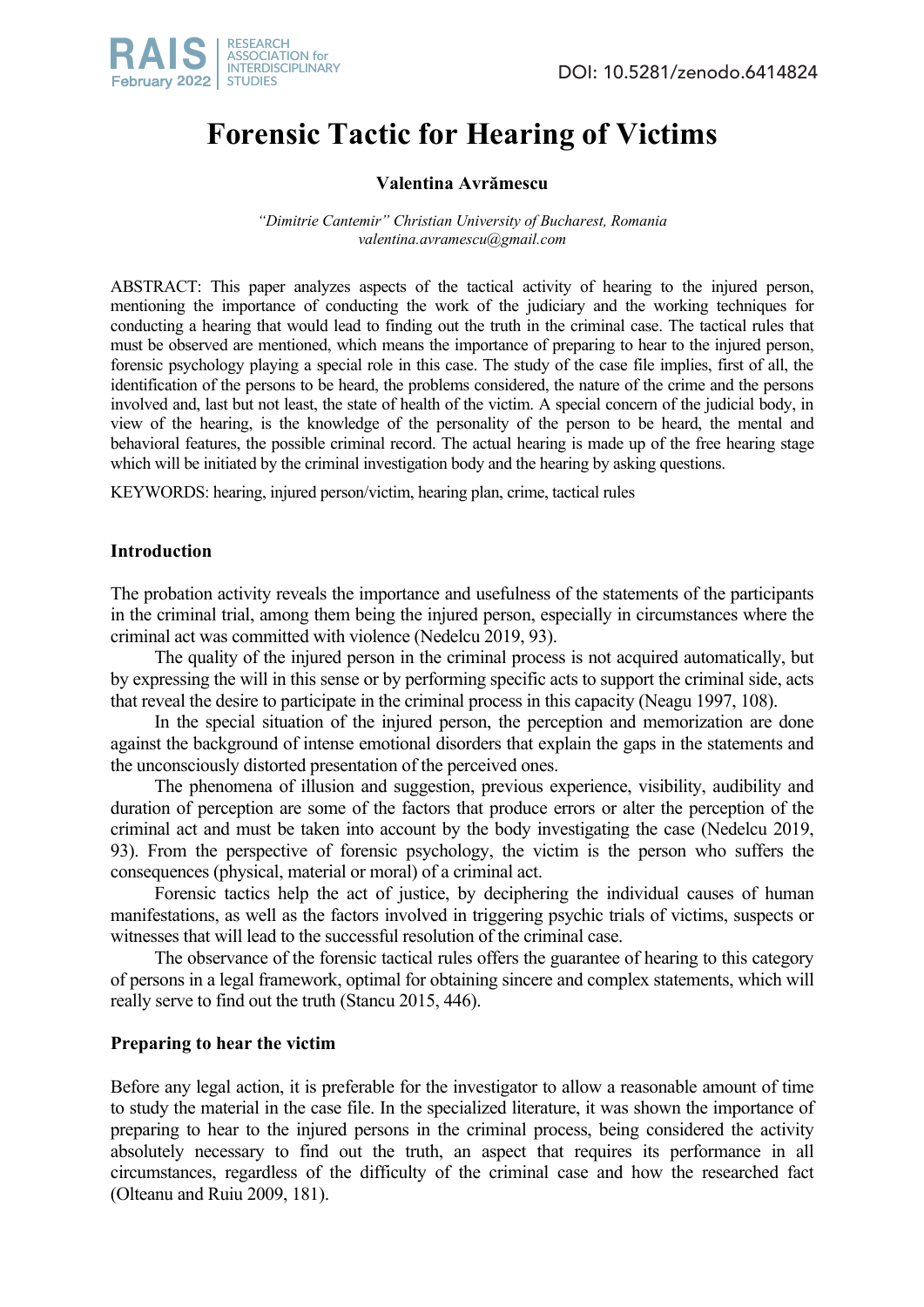# Forensic Tactic for Hearing of Victims

**Valentina Avrămescu**

*"Dimitrie Cantemir" Christian University of Bucharest, Romania*
*valentina.avramescu@gmail.com*

ABSTRACT: This paper analyzes aspects of the tactical activity of hearing to the injured person, mentioning the importance of conducting the work of the judiciary and the working techniques for conducting a hearing that would lead to finding out the truth in the criminal case. The tactical rules that must be observed are mentioned, which means the importance of preparing to hear to the injured person, forensic psychology playing a special role in this case. The study of the case file implies, first of all, the identification of the persons to be heard, the problems considered, the nature of the crime and the persons involved and, last but not least, the state of health of the victim. A special concern of the judicial body, in view of the hearing, is the knowledge of the personality of the person to be heard, the mental and behavioral features, the possible criminal record. The actual hearing is made up of the free hearing stage which will be initiated by the criminal investigation body and the hearing by asking questions.

KEYWORDS: hearing, injured person/victim, hearing plan, crime, tactical rules

## Introduction

The probation activity reveals the importance and usefulness of the statements of the participants in the criminal trial, among them being the injured person, especially in circumstances where the criminal act was committed with violence (Nedelcu 2019, 93).

The quality of the injured person in the criminal process is not acquired automatically, but by expressing the will in this sense or by performing specific acts to support the criminal side, acts that reveal the desire to participate in the criminal process in this capacity (Neagu 1997, 108).

In the special situation of the injured person, the perception and memorization are done against the background of intense emotional disorders that explain the gaps in the statements and the unconsciously distorted presentation of the perceived ones.

The phenomena of illusion and suggestion, previous experience, visibility, audibility and duration of perception are some of the factors that produce errors or alter the perception of the criminal act and must be taken into account by the body investigating the case (Nedelcu 2019, 93). From the perspective of forensic psychology, the victim is the person who suffers the consequences (physical, material or moral) of a criminal act.

Forensic tactics help the act of justice, by deciphering the individual causes of human manifestations, as well as the factors involved in triggering psychic trials of victims, suspects or witnesses that will lead to the successful resolution of the criminal case.

The observance of the forensic tactical rules offers the guarantee of hearing to this category of persons in a legal framework, optimal for obtaining sincere and complex statements, which will really serve to find out the truth (Stancu 2015, 446).

## Preparing to hear the victim

Before any legal action, it is preferable for the investigator to allow a reasonable amount of time to study the material in the case file. In the specialized literature, it was shown the importance of preparing to hear to the injured persons in the criminal process, being considered the activity absolutely necessary to find out the truth, an aspect that requires its performance in all circumstances, regardless of the difficulty of the criminal case and how the researched fact (Olteanu and Ruiu 2009, 181).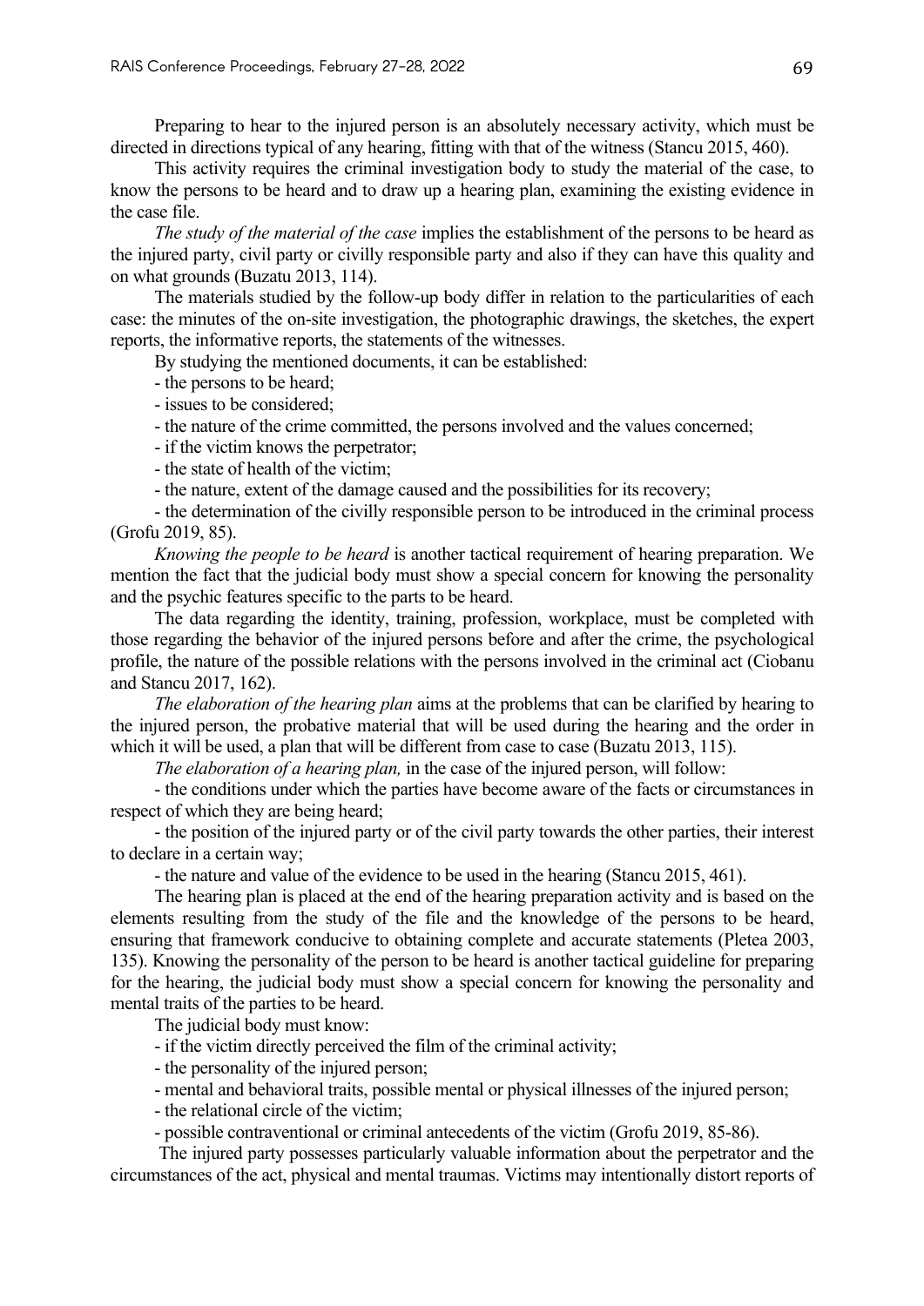Preparing to hear to the injured person is an absolutely necessary activity, which must be directed in directions typical of any hearing, fitting with that of the witness (Stancu 2015, 460).

This activity requires the criminal investigation body to study the material of the case, to know the persons to be heard and to draw up a hearing plan, examining the existing evidence in the case file.

*The study of the material of the case* implies the establishment of the persons to be heard as the injured party, civil party or civilly responsible party and also if they can have this quality and on what grounds (Buzatu 2013, 114).

The materials studied by the follow-up body differ in relation to the particularities of each case: the minutes of the on-site investigation, the photographic drawings, the sketches, the expert reports, the informative reports, the statements of the witnesses.

By studying the mentioned documents, it can be established:

- the persons to be heard;
- issues to be considered;
- the nature of the crime committed, the persons involved and the values concerned;
- if the victim knows the perpetrator;
- the state of health of the victim;
- the nature, extent of the damage caused and the possibilities for its recovery;
- the determination of the civilly responsible person to be introduced in the criminal process (Grofu 2019, 85).

*Knowing the people to be heard* is another tactical requirement of hearing preparation. We mention the fact that the judicial body must show a special concern for knowing the personality and the psychic features specific to the parts to be heard.

The data regarding the identity, training, profession, workplace, must be completed with those regarding the behavior of the injured persons before and after the crime, the psychological profile, the nature of the possible relations with the persons involved in the criminal act (Ciobanu and Stancu 2017, 162).

*The elaboration of the hearing plan* aims at the problems that can be clarified by hearing to the injured person, the probative material that will be used during the hearing and the order in which it will be used, a plan that will be different from case to case (Buzatu 2013, 115).

*The elaboration of a hearing plan,* in the case of the injured person, will follow:

- the conditions under which the parties have become aware of the facts or circumstances in respect of which they are being heard;
- the position of the injured party or of the civil party towards the other parties, their interest to declare in a certain way;
- the nature and value of the evidence to be used in the hearing (Stancu 2015, 461).

The hearing plan is placed at the end of the hearing preparation activity and is based on the elements resulting from the study of the file and the knowledge of the persons to be heard, ensuring that framework conducive to obtaining complete and accurate statements (Pletea 2003, 135). Knowing the personality of the person to be heard is another tactical guideline for preparing for the hearing, the judicial body must show a special concern for knowing the personality and mental traits of the parties to be heard.

The judicial body must know:

- if the victim directly perceived the film of the criminal activity;
- the personality of the injured person;
- mental and behavioral traits, possible mental or physical illnesses of the injured person;
- the relational circle of the victim;
- possible contraventional or criminal antecedents of the victim (Grofu 2019, 85-86).

The injured party possesses particularly valuable information about the perpetrator and the circumstances of the act, physical and mental traumas. Victims may intentionally distort reports of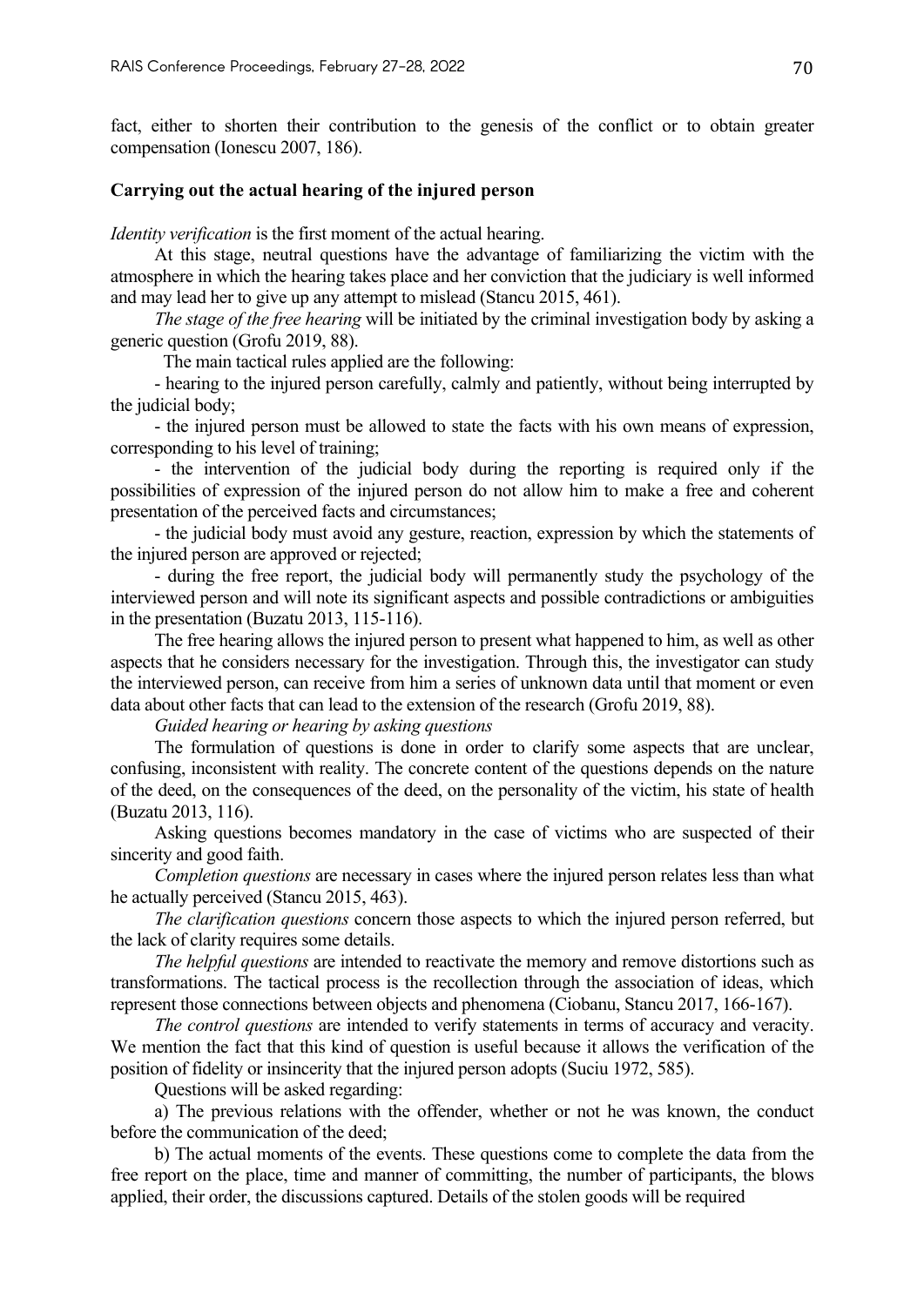fact, either to shorten their contribution to the genesis of the conflict or to obtain greater compensation (Ionescu 2007, 186).

### Carrying out the actual hearing of the injured person

*Identity verification* is the first moment of the actual hearing.

At this stage, neutral questions have the advantage of familiarizing the victim with the atmosphere in which the hearing takes place and her conviction that the judiciary is well informed and may lead her to give up any attempt to mislead (Stancu 2015, 461).

*The stage of the free hearing* will be initiated by the criminal investigation body by asking a generic question (Grofu 2019, 88).

The main tactical rules applied are the following:

- hearing to the injured person carefully, calmly and patiently, without being interrupted by the judicial body;
- the injured person must be allowed to state the facts with his own means of expression, corresponding to his level of training;
- the intervention of the judicial body during the reporting is required only if the possibilities of expression of the injured person do not allow him to make a free and coherent presentation of the perceived facts and circumstances;
- the judicial body must avoid any gesture, reaction, expression by which the statements of the injured person are approved or rejected;
- during the free report, the judicial body will permanently study the psychology of the interviewed person and will note its significant aspects and possible contradictions or ambiguities in the presentation (Buzatu 2013, 115-116).

The free hearing allows the injured person to present what happened to him, as well as other aspects that he considers necessary for the investigation. Through this, the investigator can study the interviewed person, can receive from him a series of unknown data until that moment or even data about other facts that can lead to the extension of the research (Grofu 2019, 88).

*Guided hearing or hearing by asking questions*

The formulation of questions is done in order to clarify some aspects that are unclear, confusing, inconsistent with reality. The concrete content of the questions depends on the nature of the deed, on the consequences of the deed, on the personality of the victim, his state of health (Buzatu 2013, 116).

Asking questions becomes mandatory in the case of victims who are suspected of their sincerity and good faith.

*Completion questions* are necessary in cases where the injured person relates less than what he actually perceived (Stancu 2015, 463).

*The clarification questions* concern those aspects to which the injured person referred, but the lack of clarity requires some details.

*The helpful questions* are intended to reactivate the memory and remove distortions such as transformations. The tactical process is the recollection through the association of ideas, which represent those connections between objects and phenomena (Ciobanu, Stancu 2017, 166-167).

*The control questions* are intended to verify statements in terms of accuracy and veracity. We mention the fact that this kind of question is useful because it allows the verification of the position of fidelity or insincerity that the injured person adopts (Suciu 1972, 585).

Questions will be asked regarding:

a) The previous relations with the offender, whether or not he was known, the conduct before the communication of the deed;

b) The actual moments of the events. These questions come to complete the data from the free report on the place, time and manner of committing, the number of participants, the blows applied, their order, the discussions captured. Details of the stolen goods will be required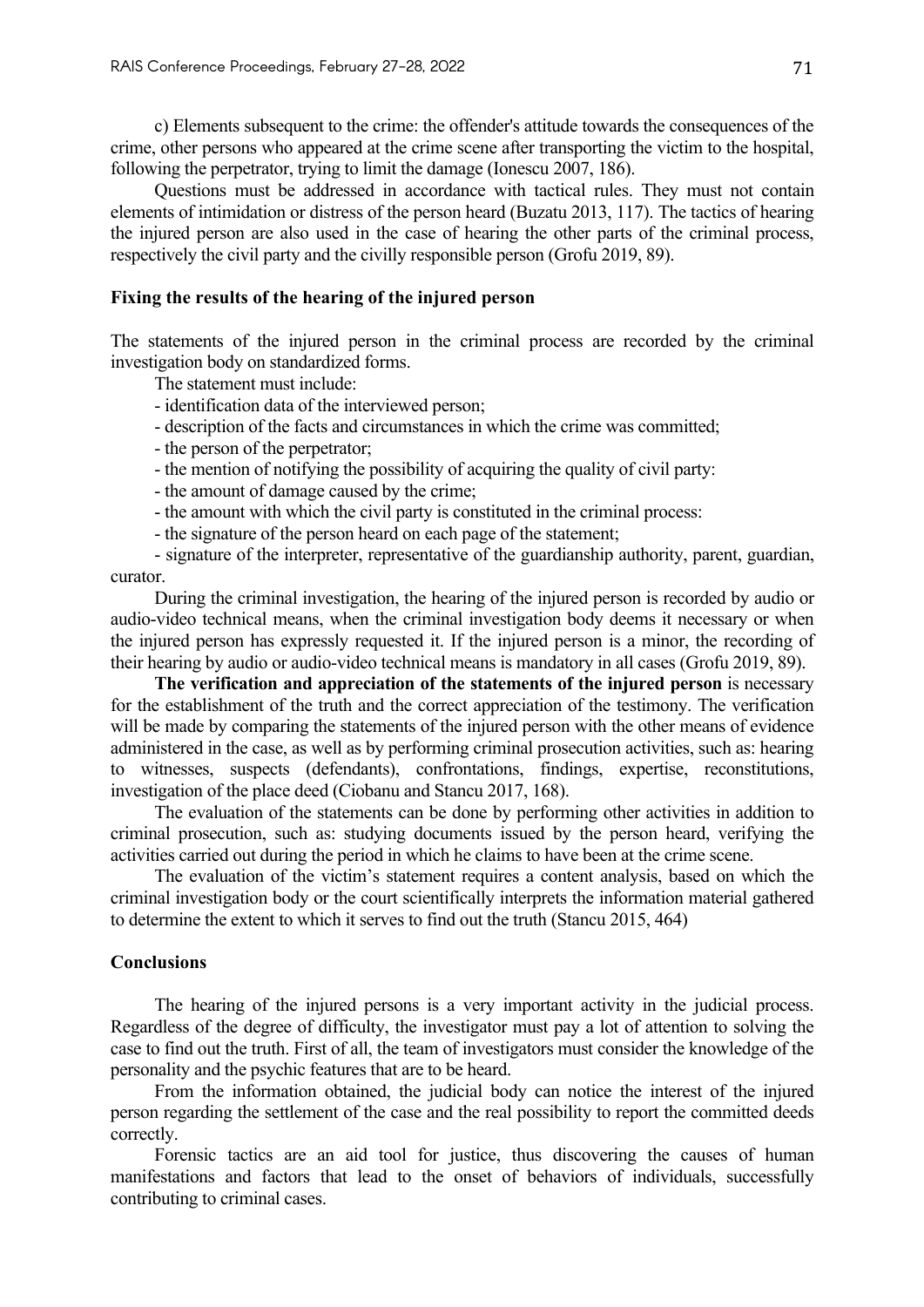c) Elements subsequent to the crime: the offender's attitude towards the consequences of the crime, other persons who appeared at the crime scene after transporting the victim to the hospital, following the perpetrator, trying to limit the damage (Ionescu 2007, 186).

Questions must be addressed in accordance with tactical rules. They must not contain elements of intimidation or distress of the person heard (Buzatu 2013, 117). The tactics of hearing the injured person are also used in the case of hearing the other parts of the criminal process, respectively the civil party and the civilly responsible person (Grofu 2019, 89).

## Fixing the results of the hearing of the injured person

The statements of the injured person in the criminal process are recorded by the criminal investigation body on standardized forms.

The statement must include:

- identification data of the interviewed person;
- description of the facts and circumstances in which the crime was committed;
- the person of the perpetrator;
- the mention of notifying the possibility of acquiring the quality of civil party:
- the amount of damage caused by the crime;
- the amount with which the civil party is constituted in the criminal process:
- the signature of the person heard on each page of the statement;
- signature of the interpreter, representative of the guardianship authority, parent, guardian, curator.

During the criminal investigation, the hearing of the injured person is recorded by audio or audio-video technical means, when the criminal investigation body deems it necessary or when the injured person has expressly requested it. If the injured person is a minor, the recording of their hearing by audio or audio-video technical means is mandatory in all cases (Grofu 2019, 89).

**The verification and appreciation of the statements of the injured person** is necessary for the establishment of the truth and the correct appreciation of the testimony. The verification will be made by comparing the statements of the injured person with the other means of evidence administered in the case, as well as by performing criminal prosecution activities, such as: hearing to witnesses, suspects (defendants), confrontations, findings, expertise, reconstitutions, investigation of the place deed (Ciobanu and Stancu 2017, 168).

The evaluation of the statements can be done by performing other activities in addition to criminal prosecution, such as: studying documents issued by the person heard, verifying the activities carried out during the period in which he claims to have been at the crime scene.

The evaluation of the victim's statement requires a content analysis, based on which the criminal investigation body or the court scientifically interprets the information material gathered to determine the extent to which it serves to find out the truth (Stancu 2015, 464)

## Conclusions

The hearing of the injured persons is a very important activity in the judicial process. Regardless of the degree of difficulty, the investigator must pay a lot of attention to solving the case to find out the truth. First of all, the team of investigators must consider the knowledge of the personality and the psychic features that are to be heard.

From the information obtained, the judicial body can notice the interest of the injured person regarding the settlement of the case and the real possibility to report the committed deeds correctly.

Forensic tactics are an aid tool for justice, thus discovering the causes of human manifestations and factors that lead to the onset of behaviors of individuals, successfully contributing to criminal cases.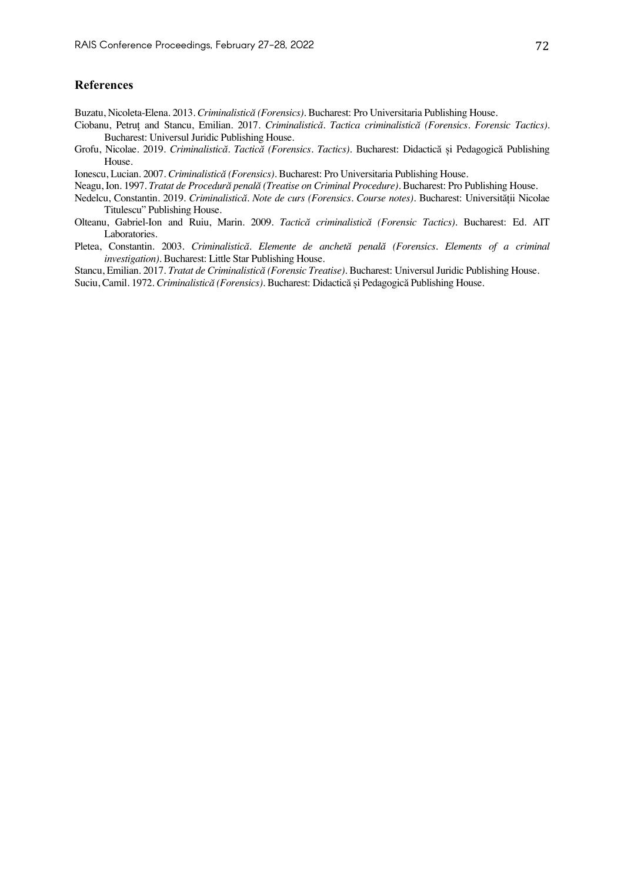## References

Buzatu, Nicoleta-Elena. 2013. *Criminalistică (Forensics)*. Bucharest: Pro Universitaria Publishing House.

Ciobanu, Petruț and Stancu, Emilian. 2017. *Criminalistică. Tactica criminalistică (Forensics. Forensic Tactics)*. Bucharest: Universul Juridic Publishing House.

Grofu, Nicolae. 2019. *Criminalistică. Tactică (Forensics. Tactics)*. Bucharest: Didactică și Pedagogică Publishing House.

Ionescu, Lucian. 2007. *Criminalistică (Forensics)*. Bucharest: Pro Universitaria Publishing House.

Neagu, Ion. 1997. *Tratat de Procedură penală (Treatise on Criminal Procedure)*. Bucharest: Pro Publishing House.

Nedelcu, Constantin. 2019. *Criminalistică. Note de curs (Forensics. Course notes)*. Bucharest: Universității Nicolae Titulescu" Publishing House.

Olteanu, Gabriel-Ion and Ruiu, Marin. 2009. *Tactică criminalistică (Forensic Tactics)*. Bucharest: Ed. AIT Laboratories.

Pletea, Constantin. 2003. *Criminalistică. Elemente de anchetă penală (Forensics. Elements of a criminal investigation)*. Bucharest: Little Star Publishing House.

Stancu, Emilian. 2017. *Tratat de Criminalistică (Forensic Treatise)*. Bucharest: Universul Juridic Publishing House.

Suciu, Camil. 1972. *Criminalistică (Forensics)*. Bucharest: Didactică și Pedagogică Publishing House.